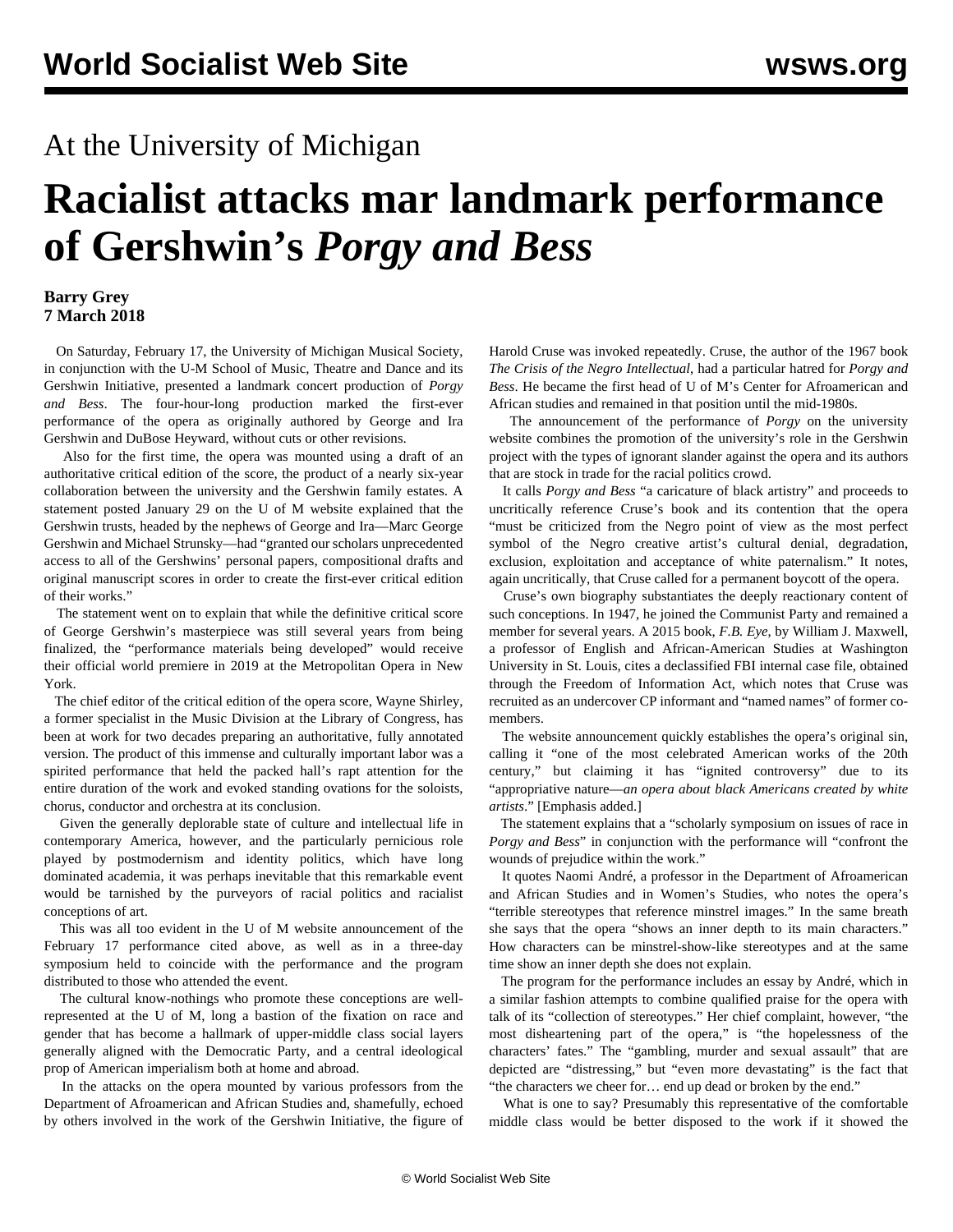# At the University of Michigan

# Racialist attacks mar landmark performance of Gershwin's *Porgy and Bess*

**Barry Grey**
**7 March 2018**

On Saturday, February 17, the University of Michigan Musical Society, in conjunction with the U-M School of Music, Theatre and Dance and its Gershwin Initiative, presented a landmark concert production of *Porgy and Bess*. The four-hour-long production marked the first-ever performance of the opera as originally authored by George and Ira Gershwin and DuBose Heyward, without cuts or other revisions.

Also for the first time, the opera was mounted using a draft of an authoritative critical edition of the score, the product of a nearly six-year collaboration between the university and the Gershwin family estates. A statement posted January 29 on the U of M website explained that the Gershwin trusts, headed by the nephews of George and Ira—Marc George Gershwin and Michael Strunsky—had "granted our scholars unprecedented access to all of the Gershwins' personal papers, compositional drafts and original manuscript scores in order to create the first-ever critical edition of their works."

The statement went on to explain that while the definitive critical score of George Gershwin's masterpiece was still several years from being finalized, the "performance materials being developed" would receive their official world premiere in 2019 at the Metropolitan Opera in New York.

The chief editor of the critical edition of the opera score, Wayne Shirley, a former specialist in the Music Division at the Library of Congress, has been at work for two decades preparing an authoritative, fully annotated version. The product of this immense and culturally important labor was a spirited performance that held the packed hall's rapt attention for the entire duration of the work and evoked standing ovations for the soloists, chorus, conductor and orchestra at its conclusion.

Given the generally deplorable state of culture and intellectual life in contemporary America, however, and the particularly pernicious role played by postmodernism and identity politics, which have long dominated academia, it was perhaps inevitable that this remarkable event would be tarnished by the purveyors of racial politics and racialist conceptions of art.

This was all too evident in the U of M website announcement of the February 17 performance cited above, as well as in a three-day symposium held to coincide with the performance and the program distributed to those who attended the event.

The cultural know-nothings who promote these conceptions are well-represented at the U of M, long a bastion of the fixation on race and gender that has become a hallmark of upper-middle class social layers generally aligned with the Democratic Party, and a central ideological prop of American imperialism both at home and abroad.

In the attacks on the opera mounted by various professors from the Department of Afroamerican and African Studies and, shamefully, echoed by others involved in the work of the Gershwin Initiative, the figure of Harold Cruse was invoked repeatedly. Cruse, the author of the 1967 book *The Crisis of the Negro Intellectual*, had a particular hatred for *Porgy and Bess*. He became the first head of U of M's Center for Afroamerican and African studies and remained in that position until the mid-1980s.

The announcement of the performance of *Porgy* on the university website combines the promotion of the university's role in the Gershwin project with the types of ignorant slander against the opera and its authors that are stock in trade for the racial politics crowd.

It calls *Porgy and Bess* "a caricature of black artistry" and proceeds to uncritically reference Cruse's book and its contention that the opera "must be criticized from the Negro point of view as the most perfect symbol of the Negro creative artist's cultural denial, degradation, exclusion, exploitation and acceptance of white paternalism." It notes, again uncritically, that Cruse called for a permanent boycott of the opera.

Cruse's own biography substantiates the deeply reactionary content of such conceptions. In 1947, he joined the Communist Party and remained a member for several years. A 2015 book, *F.B. Eye*, by William J. Maxwell, a professor of English and African-American Studies at Washington University in St. Louis, cites a declassified FBI internal case file, obtained through the Freedom of Information Act, which notes that Cruse was recruited as an undercover CP informant and "named names" of former co-members.

The website announcement quickly establishes the opera's original sin, calling it "one of the most celebrated American works of the 20th century," but claiming it has "ignited controversy" due to its "appropriative nature—*an opera about black Americans created by white artists*." [Emphasis added.]

The statement explains that a "scholarly symposium on issues of race in *Porgy and Bess*" in conjunction with the performance will "confront the wounds of prejudice within the work."

It quotes Naomi André, a professor in the Department of Afroamerican and African Studies and in Women's Studies, who notes the opera's "terrible stereotypes that reference minstrel images." In the same breath she says that the opera "shows an inner depth to its main characters." How characters can be minstrel-show-like stereotypes and at the same time show an inner depth she does not explain.

The program for the performance includes an essay by André, which in a similar fashion attempts to combine qualified praise for the opera with talk of its "collection of stereotypes." Her chief complaint, however, "the most disheartening part of the opera," is "the hopelessness of the characters' fates." The "gambling, murder and sexual assault" that are depicted are "distressing," but "even more devastating" is the fact that "the characters we cheer for… end up dead or broken by the end."

What is one to say? Presumably this representative of the comfortable middle class would be better disposed to the work if it showed the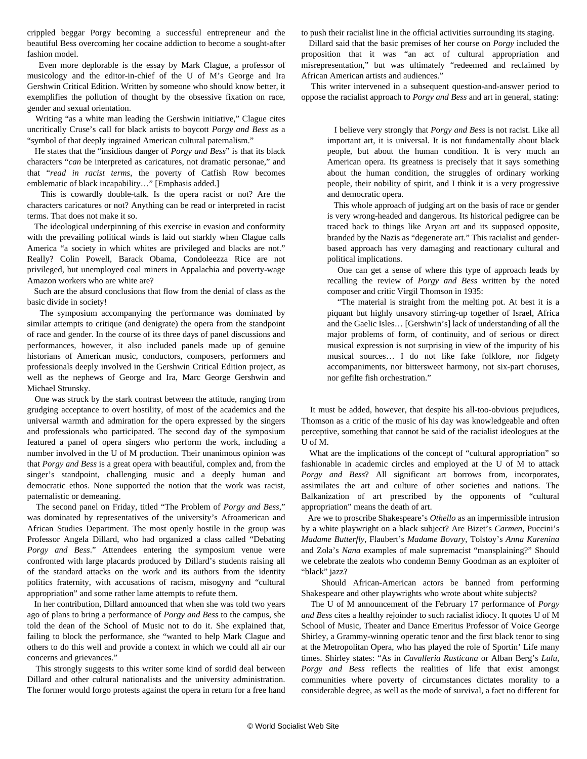crippled beggar Porgy becoming a successful entrepreneur and the beautiful Bess overcoming her cocaine addiction to become a sought-after fashion model.

Even more deplorable is the essay by Mark Clague, a professor of musicology and the editor-in-chief of the U of M's George and Ira Gershwin Critical Edition. Written by someone who should know better, it exemplifies the pollution of thought by the obsessive fixation on race, gender and sexual orientation.

Writing "as a white man leading the Gershwin initiative," Clague cites uncritically Cruse's call for black artists to boycott *Porgy and Bess* as a "symbol of that deeply ingrained American cultural paternalism."

He states that the "insidious danger of *Porgy and Bess*" is that its black characters "*can* be interpreted as caricatures, not dramatic personae," and that "*read in racist terms*, the poverty of Catfish Row becomes emblematic of black incapability…" [Emphasis added.]

This is cowardly double-talk. Is the opera racist or not? Are the characters caricatures or not? Anything can be read or interpreted in racist terms. That does not make it so.

The ideological underpinning of this exercise in evasion and conformity with the prevailing political winds is laid out starkly when Clague calls America "a society in which whites are privileged and blacks are not." Really? Colin Powell, Barack Obama, Condoleezza Rice are not privileged, but unemployed coal miners in Appalachia and poverty-wage Amazon workers who are white are?

Such are the absurd conclusions that flow from the denial of class as the basic divide in society!

The symposium accompanying the performance was dominated by similar attempts to critique (and denigrate) the opera from the standpoint of race and gender. In the course of its three days of panel discussions and performances, however, it also included panels made up of genuine historians of American music, conductors, composers, performers and professionals deeply involved in the Gershwin Critical Edition project, as well as the nephews of George and Ira, Marc George Gershwin and Michael Strunsky.

One was struck by the stark contrast between the attitude, ranging from grudging acceptance to overt hostility, of most of the academics and the universal warmth and admiration for the opera expressed by the singers and professionals who participated. The second day of the symposium featured a panel of opera singers who perform the work, including a number involved in the U of M production. Their unanimous opinion was that *Porgy and Bess* is a great opera with beautiful, complex and, from the singer's standpoint, challenging music and a deeply human and democratic ethos. None supported the notion that the work was racist, paternalistic or demeaning.

The second panel on Friday, titled "The Problem of *Porgy and Bess*," was dominated by representatives of the university's Afroamerican and African Studies Department. The most openly hostile in the group was Professor Angela Dillard, who had organized a class called "Debating *Porgy and Bess*." Attendees entering the symposium venue were confronted with large placards produced by Dillard's students raising all of the standard attacks on the work and its authors from the identity politics fraternity, with accusations of racism, misogyny and "cultural appropriation" and some rather lame attempts to refute them.

In her contribution, Dillard announced that when she was told two years ago of plans to bring a performance of *Porgy and Bess* to the campus, she told the dean of the School of Music not to do it. She explained that, failing to block the performance, she "wanted to help Mark Clague and others to do this well and provide a context in which we could all air our concerns and grievances."

This strongly suggests to this writer some kind of sordid deal between Dillard and other cultural nationalists and the university administration. The former would forgo protests against the opera in return for a free hand to push their racialist line in the official activities surrounding its staging.

Dillard said that the basic premises of her course on *Porgy* included the proposition that it was "an act of cultural appropriation and misrepresentation," but was ultimately "redeemed and reclaimed by African American artists and audiences."

This writer intervened in a subsequent question-and-answer period to oppose the racialist approach to *Porgy and Bess* and art in general, stating:

> I believe very strongly that *Porgy and Bess* is not racist. Like all important art, it is universal. It is not fundamentally about black people, but about the human condition. It is very much an American opera. Its greatness is precisely that it says something about the human condition, the struggles of ordinary working people, their nobility of spirit, and I think it is a very progressive and democratic opera.
>
> This whole approach of judging art on the basis of race or gender is very wrong-headed and dangerous. Its historical pedigree can be traced back to things like Aryan art and its supposed opposite, branded by the Nazis as "degenerate art." This racialist and gender-based approach has very damaging and reactionary cultural and political implications.
>
> One can get a sense of where this type of approach leads by recalling the review of *Porgy and Bess* written by the noted composer and critic Virgil Thomson in 1935:
>
> "The material is straight from the melting pot. At best it is a piquant but highly unsavory stirring-up together of Israel, Africa and the Gaelic Isles… [Gershwin's] lack of understanding of all the major problems of form, of continuity, and of serious or direct musical expression is not surprising in view of the impurity of his musical sources… I do not like fake folklore, nor fidgety accompaniments, nor bittersweet harmony, not six-part choruses, nor gefilte fish orchestration."

It must be added, however, that despite his all-too-obvious prejudices, Thomson as a critic of the music of his day was knowledgeable and often perceptive, something that cannot be said of the racialist ideologues at the U of M.

What are the implications of the concept of "cultural appropriation" so fashionable in academic circles and employed at the U of M to attack *Porgy and Bess*? All significant art borrows from, incorporates, assimilates the art and culture of other societies and nations. The Balkanization of art prescribed by the opponents of "cultural appropriation" means the death of art.

Are we to proscribe Shakespeare's *Othello* as an impermissible intrusion by a white playwright on a black subject? Are Bizet's *Carmen*, Puccini's *Madame Butterfly*, Flaubert's *Madame Bovary*, Tolstoy's *Anna Karenina* and Zola's *Nana* examples of male supremacist "mansplaining?" Should we celebrate the zealots who condemn Benny Goodman as an exploiter of "black" jazz?

Should African-American actors be banned from performing Shakespeare and other playwrights who wrote about white subjects?

The U of M announcement of the February 17 performance of *Porgy and Bess* cites a healthy rejoinder to such racialist idiocy. It quotes U of M School of Music, Theater and Dance Emeritus Professor of Voice George Shirley, a Grammy-winning operatic tenor and the first black tenor to sing at the Metropolitan Opera, who has played the role of Sportin' Life many times. Shirley states: "As in *Cavalleria Rusticana* or Alban Berg's *Lulu*, *Porgy and Bess* reflects the realities of life that exist amongst communities where poverty of circumstances dictates morality to a considerable degree, as well as the mode of survival, a fact no different for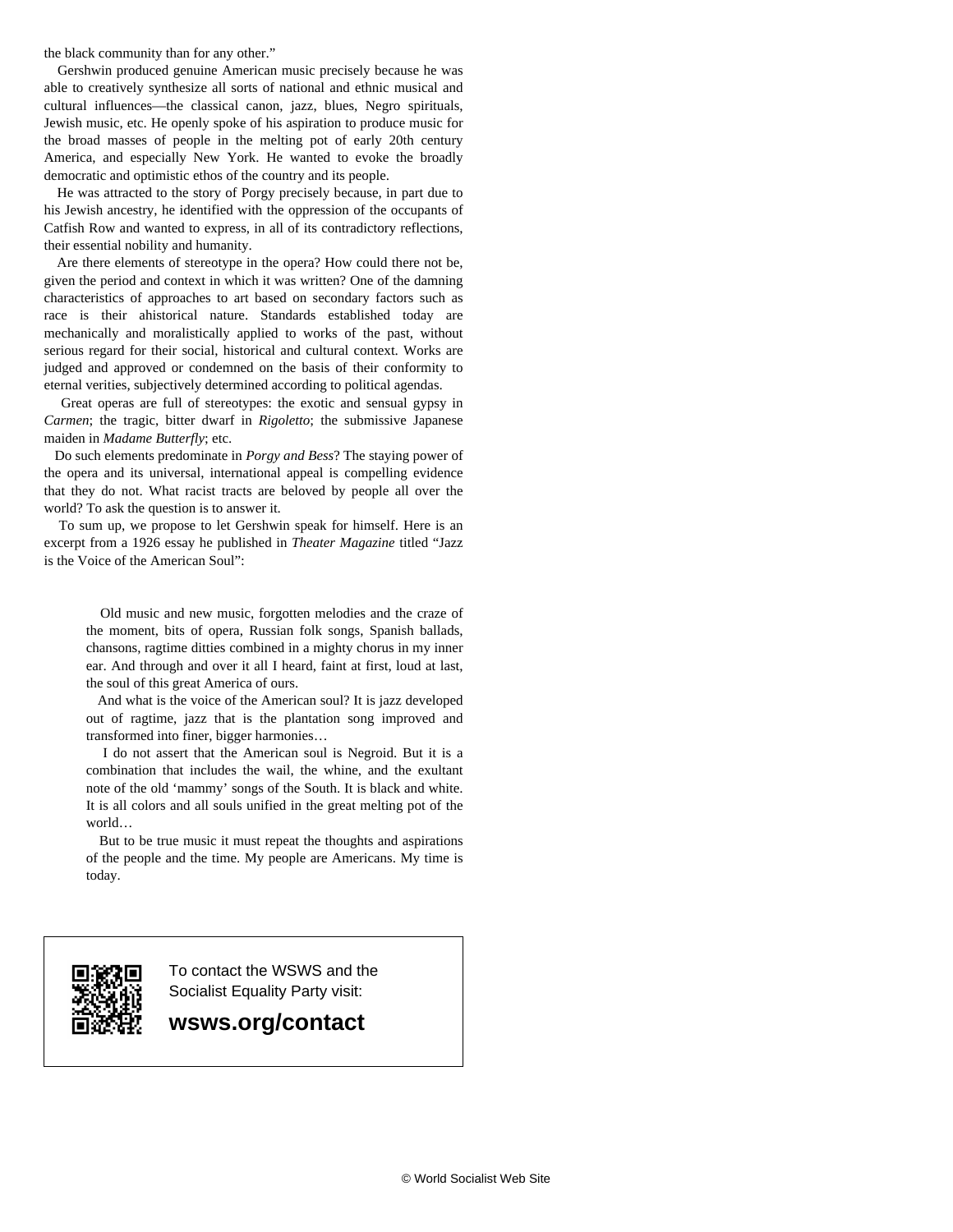the black community than for any other."

Gershwin produced genuine American music precisely because he was able to creatively synthesize all sorts of national and ethnic musical and cultural influences—the classical canon, jazz, blues, Negro spirituals, Jewish music, etc. He openly spoke of his aspiration to produce music for the broad masses of people in the melting pot of early 20th century America, and especially New York. He wanted to evoke the broadly democratic and optimistic ethos of the country and its people.

He was attracted to the story of Porgy precisely because, in part due to his Jewish ancestry, he identified with the oppression of the occupants of Catfish Row and wanted to express, in all of its contradictory reflections, their essential nobility and humanity.

Are there elements of stereotype in the opera? How could there not be, given the period and context in which it was written? One of the damning characteristics of approaches to art based on secondary factors such as race is their ahistorical nature. Standards established today are mechanically and moralistically applied to works of the past, without serious regard for their social, historical and cultural context. Works are judged and approved or condemned on the basis of their conformity to eternal verities, subjectively determined according to political agendas.

Great operas are full of stereotypes: the exotic and sensual gypsy in *Carmen*; the tragic, bitter dwarf in *Rigoletto*; the submissive Japanese maiden in *Madame Butterfly*; etc.

Do such elements predominate in *Porgy and Bess*? The staying power of the opera and its universal, international appeal is compelling evidence that they do not. What racist tracts are beloved by people all over the world? To ask the question is to answer it.

To sum up, we propose to let Gershwin speak for himself. Here is an excerpt from a 1926 essay he published in *Theater Magazine* titled "Jazz is the Voice of the American Soul":

> Old music and new music, forgotten melodies and the craze of the moment, bits of opera, Russian folk songs, Spanish ballads, chansons, ragtime ditties combined in a mighty chorus in my inner ear. And through and over it all I heard, faint at first, loud at last, the soul of this great America of ours.
>
> And what is the voice of the American soul? It is jazz developed out of ragtime, jazz that is the plantation song improved and transformed into finer, bigger harmonies…
>
> I do not assert that the American soul is Negroid. But it is a combination that includes the wail, the whine, and the exultant note of the old 'mammy' songs of the South. It is black and white. It is all colors and all souls unified in the great melting pot of the world…
>
> But to be true music it must repeat the thoughts and aspirations of the people and the time. My people are Americans. My time is today.

To contact the WSWS and the Socialist Equality Party visit:

**wsws.org/contact**